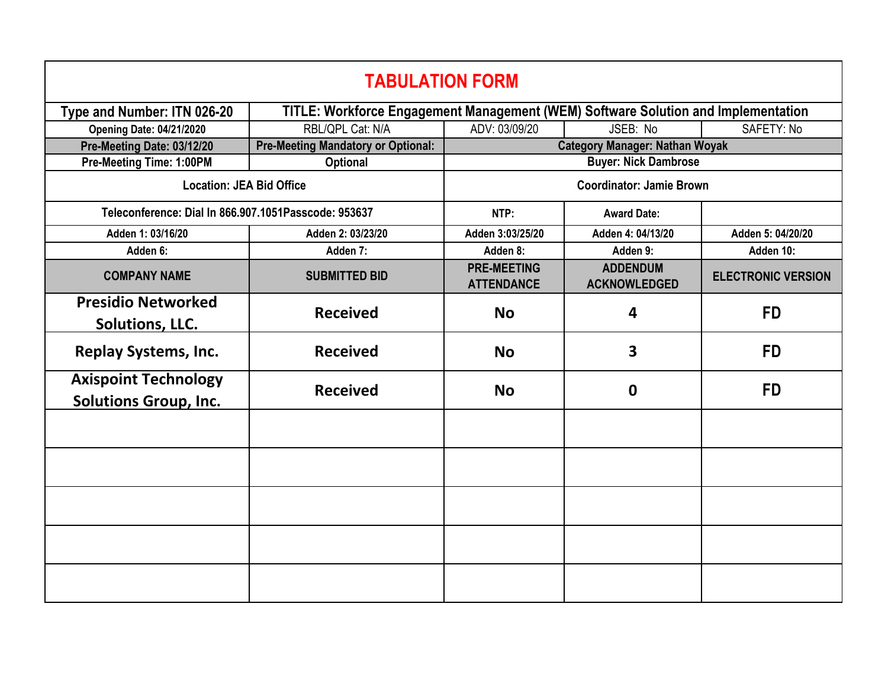# TABULATION FORM

| Type and Number: ITN 026-20 | TITLE: Workforce Engagement Management (WEM) Software Solution and Implementation | | | |
|---|---|---|---|---|
| Opening Date: 04/21/2020 | RBL/QPL Cat: N/A | ADV: 03/09/20 | JSEB: No | SAFETY: No |
| Pre-Meeting Date: 03/12/20 | Pre-Meeting Mandatory or Optional: | Category Manager: Nathan Woyak | | |
| Pre-Meeting Time: 1:00PM | Optional | Buyer: Nick Dambrose | | |
| Location: JEA Bid Office | | Coordinator: Jamie Brown | | |
| Teleconference: Dial In 866.907.1051Passcode: 953637 | | NTP: | Award Date: | |
| Adden 1: 03/16/20 | Adden 2: 03/23/20 | Adden 3:03/25/20 | Adden 4: 04/13/20 | Adden 5: 04/20/20 |
| Adden 6: | Adden 7: | Adden 8: | Adden 9: | Adden 10: |
| **COMPANY NAME** | **SUBMITTED BID** | **PRE-MEETING ATTENDANCE** | **ADDENDUM ACKNOWLEDGED** | **ELECTRONIC VERSION** |
| **Presidio Networked Solutions, LLC.** | **Received** | **No** | **4** | **FD** |
| **Replay Systems, Inc.** | **Received** | **No** | **3** | **FD** |
| **Axispoint Technology Solutions Group, Inc.** | **Received** | **No** | **0** | **FD** |
| | | | | |
| | | | | |
| | | | | |
| | | | | |
| | | | | |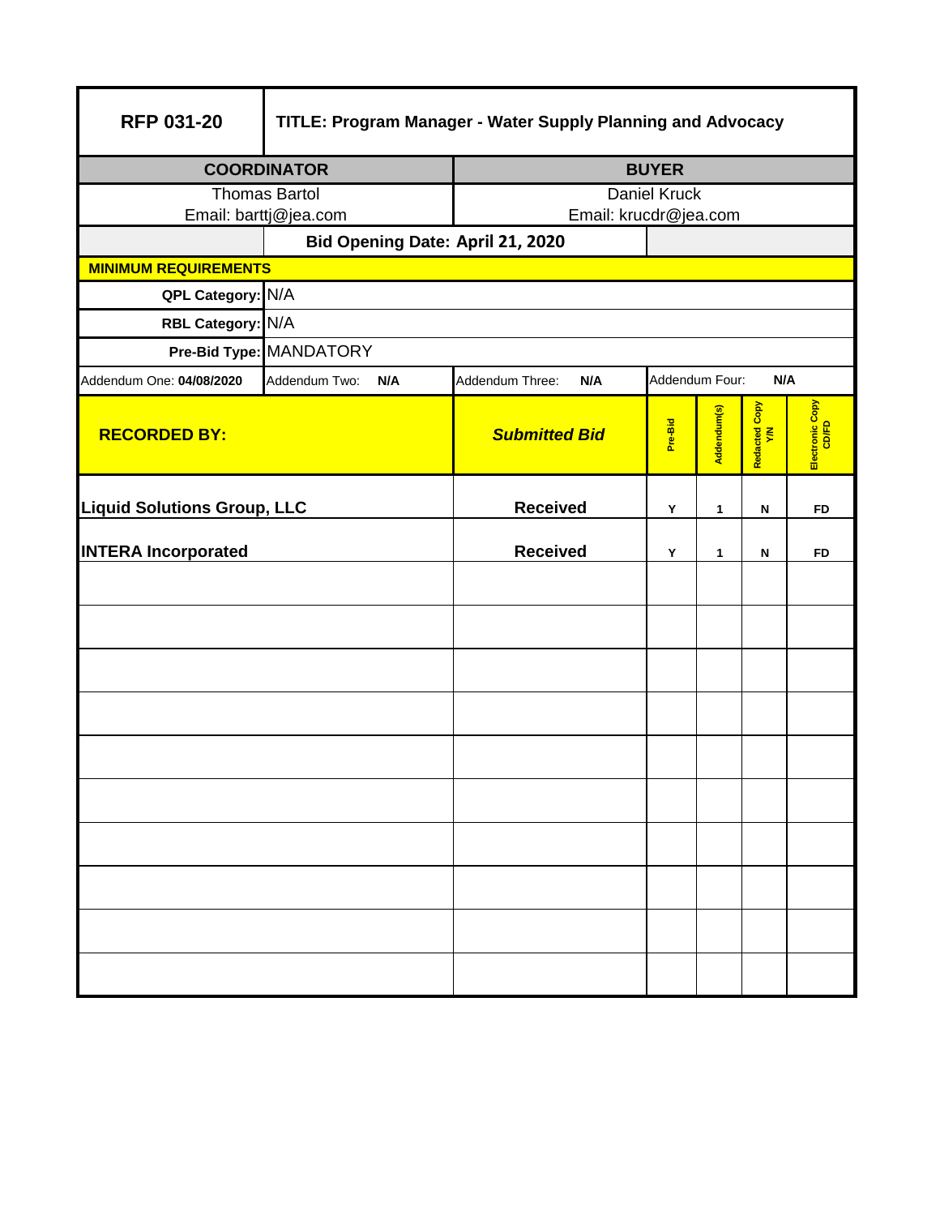| RFP 031-20 | TITLE: Program Manager - Water Supply Planning and Advocacy | | | | | |
|---|---|---|---|---|---|---|
| **COORDINATOR** | | **BUYER** | | | | |
| Thomas Bartol<br>Email: barttj@jea.com | | Daniel Kruck<br>Email: krucdr@jea.com | | | | |
| | **Bid Opening Date: April 21, 2020** | | | | | |
| **MINIMUM REQUIREMENTS** | | | | | | |
| **QPL Category:** | N/A | | | | | |
| **RBL Category:** | N/A | | | | | |
| **Pre-Bid Type:** | MANDATORY | | | | | |
| Addendum One: **04/08/2020** | Addendum Two: **N/A** | Addendum Three: **N/A** | Addendum Four: **N/A** | | | |

| **RECORDED BY:** | ***Submitted Bid*** | **Pre-Bid** | **Addendum(s)** | **Redacted Copy Y/N** | **Electronic Copy CD/FD** |
|---|---|---|---|---|---|
| **Liquid Solutions Group, LLC** | **Received** | **Y** | **1** | **N** | **FD** |
| **INTERA Incorporated** | **Received** | **Y** | **1** | **N** | **FD** |
| | | | | | |
| | | | | | |
| | | | | | |
| | | | | | |
| | | | | | |
| | | | | | |
| | | | | | |
| | | | | | |
| | | | | | |
| | | | | | |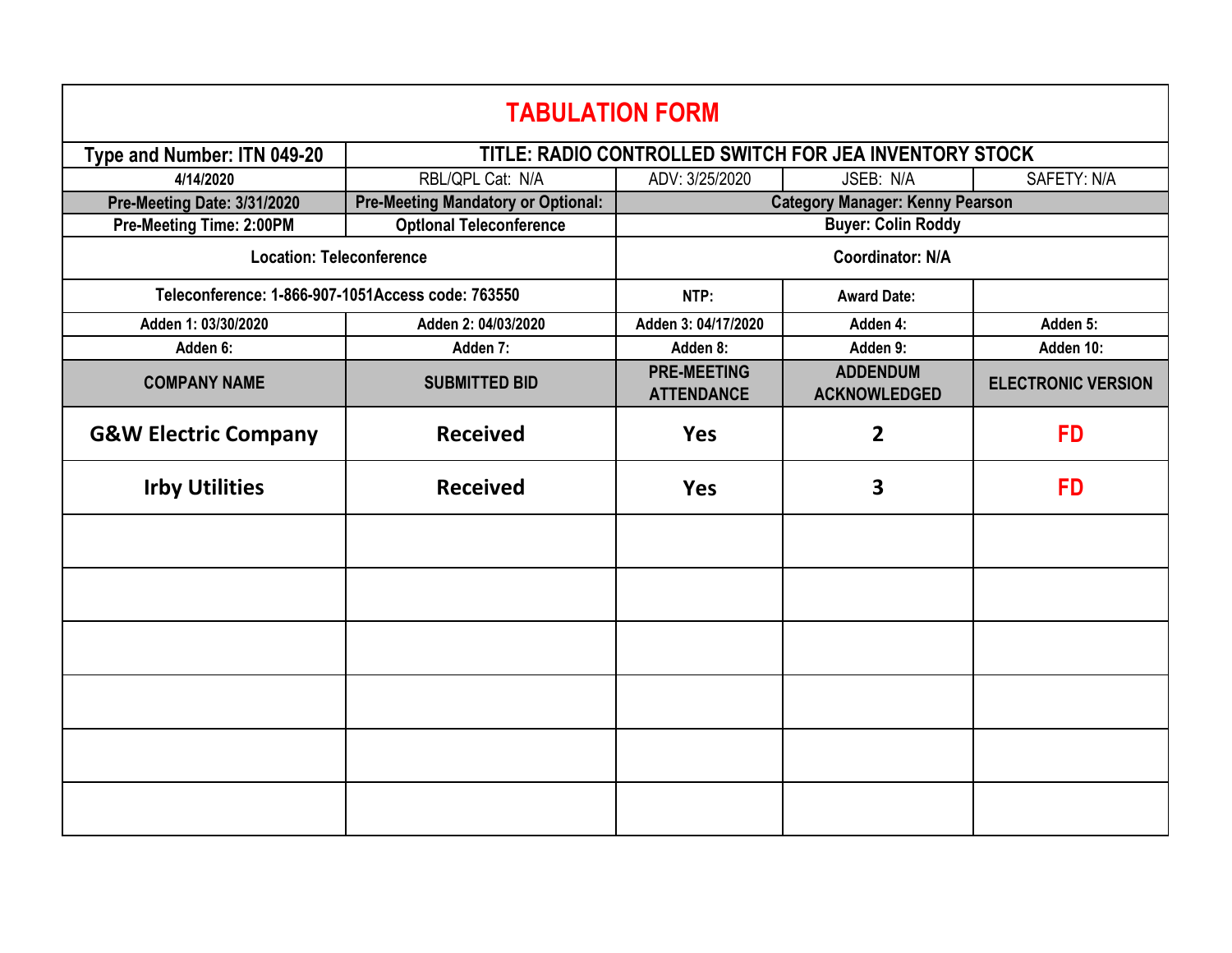# TABULATION FORM

| | | | | |
|---|---|---|---|---|
| **Type and Number: ITN 049-20** | **TITLE: RADIO CONTROLLED SWITCH FOR JEA INVENTORY STOCK** | | | |
| **4/14/2020** | RBL/QPL Cat: N/A | ADV: 3/25/2020 | JSEB: N/A | SAFETY: N/A |
| **Pre-Meeting Date: 3/31/2020** | **Pre-Meeting Mandatory or Optional:** | **Category Manager: Kenny Pearson** | | |
| **Pre-Meeting Time: 2:00PM** | **Optlonal Teleconference** | **Buyer: Colin Roddy** | | |
| **Location: Teleconference** | | **Coordinator: N/A** | | |
| **Teleconference: 1-866-907-1051Access code: 763550** | | **NTP:** | **Award Date:** | |
| **Adden 1: 03/30/2020** | **Adden 2: 04/03/2020** | **Adden 3: 04/17/2020** | **Adden 4:** | **Adden 5:** |
| **Adden 6:** | **Adden 7:** | **Adden 8:** | **Adden 9:** | **Adden 10:** |
| **COMPANY NAME** | **SUBMITTED BID** | **PRE-MEETING ATTENDANCE** | **ADDENDUM ACKNOWLEDGED** | **ELECTRONIC VERSION** |
| **G&W Electric Company** | **Received** | **Yes** | **2** | **FD** |
| **Irby Utilities** | **Received** | **Yes** | **3** | **FD** |
| | | | | |
| | | | | |
| | | | | |
| | | | | |
| | | | | |
| | | | | |